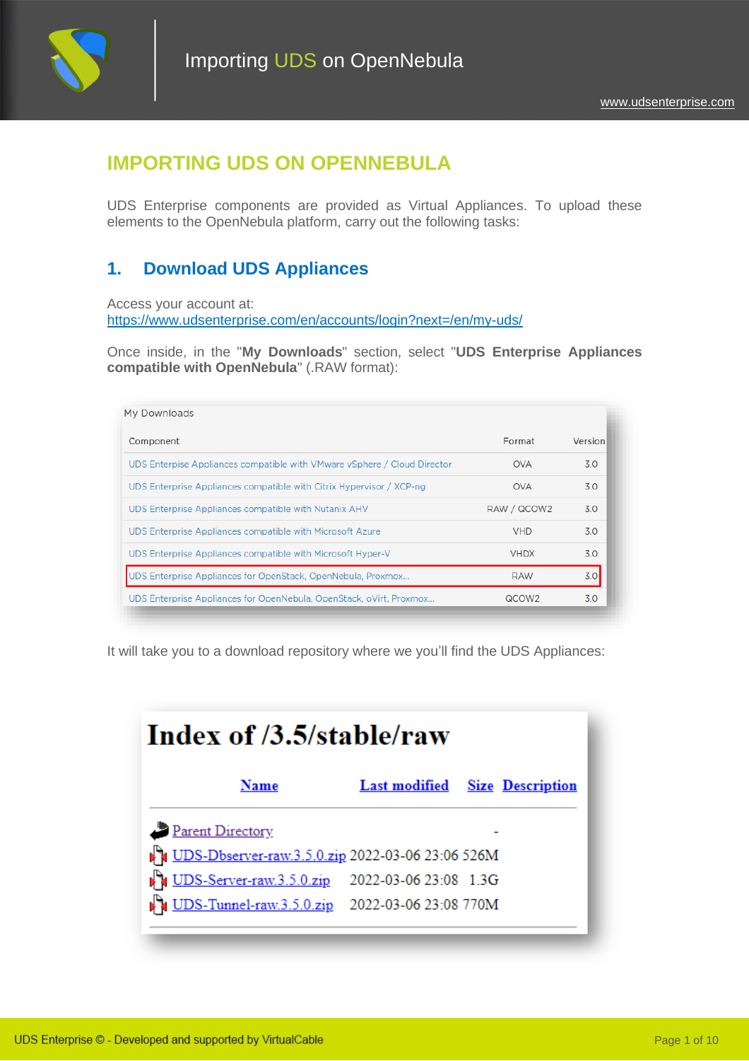# IMPORTING UDS ON OPENNEBULA

UDS Enterprise components are provided as Virtual Appliances. To upload these elements to the OpenNebula platform, carry out the following tasks:

## 1. Download UDS Appliances

Access your account at:
https://www.udsenterprise.com/en/accounts/login?next=/en/my-uds/

Once inside, in the "**My Downloads**" section, select "**UDS Enterprise Appliances compatible with OpenNebula**" (.RAW format):

My Downloads

| Component | Format | Version |
|---|---|---|
| UDS Enterprise Appliances compatible with VMware vSphere / Cloud Director | OVA | 3.0 |
| UDS Enterprise Appliances compatible with Citrix Hypervisor / XCP-ng | OVA | 3.0 |
| UDS Enterprise Appliances compatible with Nutanix AHV | RAW / QCOW2 | 3.0 |
| UDS Enterprise Appliances compatible with Microsoft Azure | VHD | 3.0 |
| UDS Enterprise Appliances compatible with Microsoft Hyper-V | VHDX | 3.0 |
| UDS Enterprise Appliances for OpenStack, OpenNebula, Proxmox... | RAW | 3.0 |
| UDS Enterprise Appliances for OpenNebula, OpenStack, oVirt, Proxmox... | QCOW2 | 3.0 |

It will take you to a download repository where we you'll find the UDS Appliances:

**Index of /3.5/stable/raw**

| Name | Last modified | Size | Description |
|---|---|---|---|
| Parent Directory | | - | |
| UDS-Dbserver-raw.3.5.0.zip | 2022-03-06 23:06 | 526M | |
| UDS-Server-raw.3.5.0.zip | 2022-03-06 23:08 | 1.3G | |
| UDS-Tunnel-raw.3.5.0.zip | 2022-03-06 23:08 | 770M | |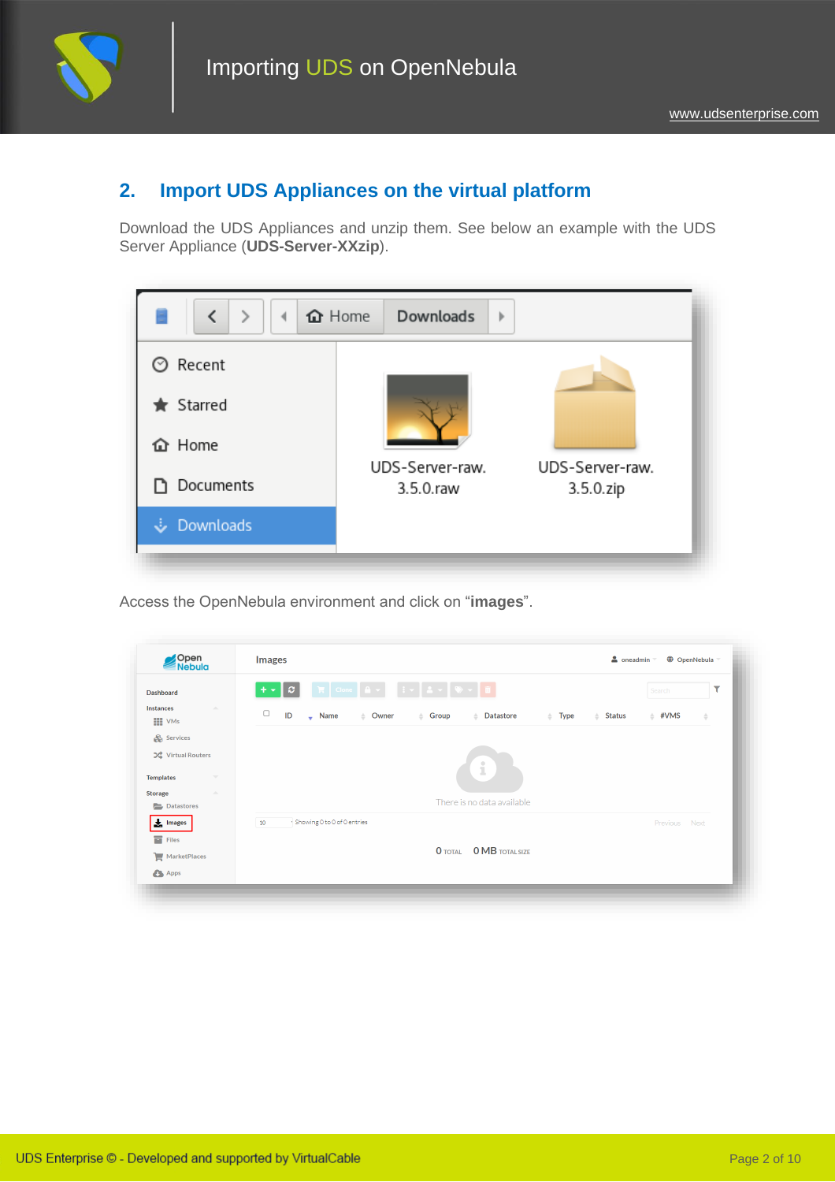## 2. Import UDS Appliances on the virtual platform

Download the UDS Appliances and unzip them. See below an example with the UDS Server Appliance (**UDS-Server-XXzip**).

Access the OpenNebula environment and click on "**images**".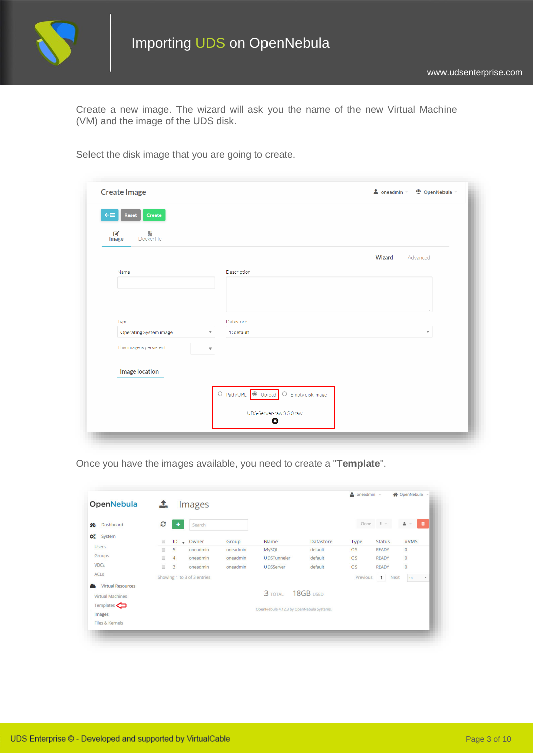Create a new image. The wizard will ask you the name of the new Virtual Machine (VM) and the image of the UDS disk.

Select the disk image that you are going to create.

Once you have the images available, you need to create a "**Template**".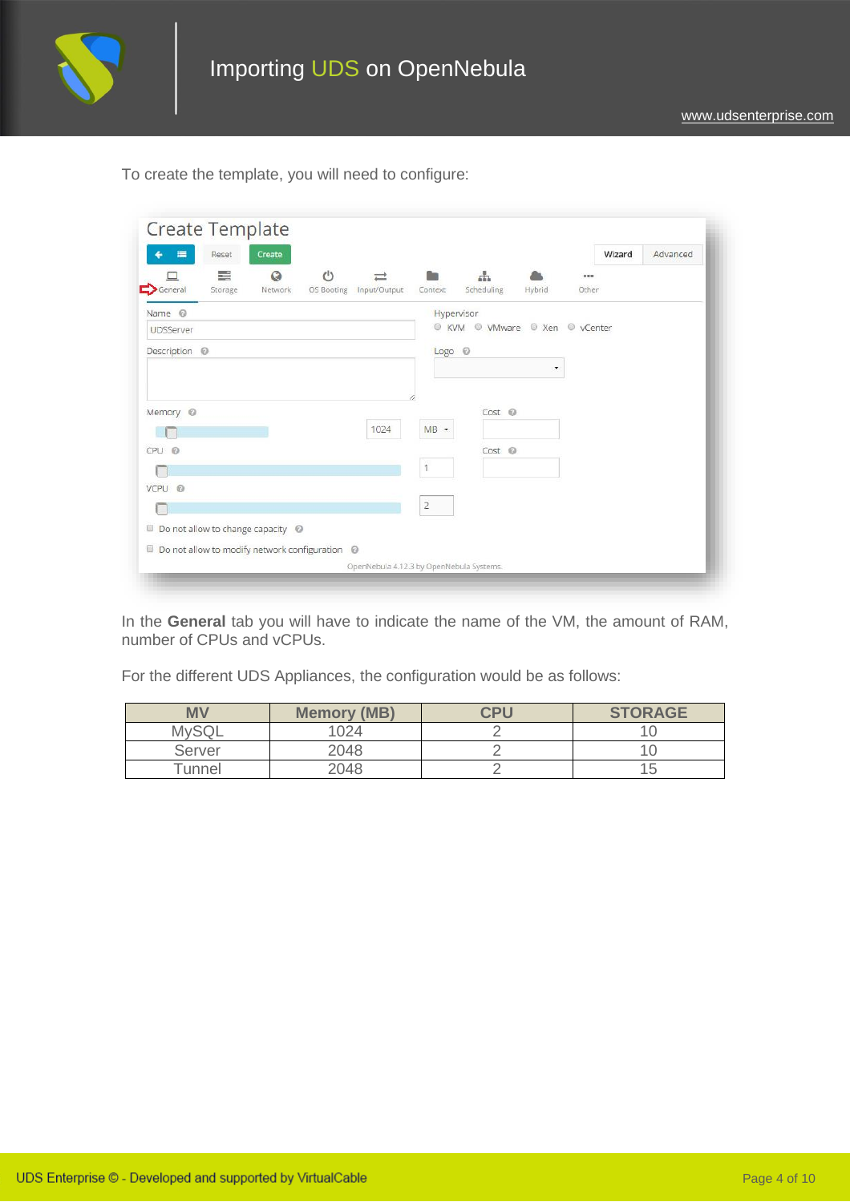To create the template, you will need to configure:

In the **General** tab you will have to indicate the name of the VM, the amount of RAM, number of CPUs and vCPUs.

For the different UDS Appliances, the configuration would be as follows:

| MV | Memory (MB) | CPU | STORAGE |
|---|---|---|---|
| MySQL | 1024 | 2 | 10 |
| Server | 2048 | 2 | 10 |
| Tunnel | 2048 | 2 | 15 |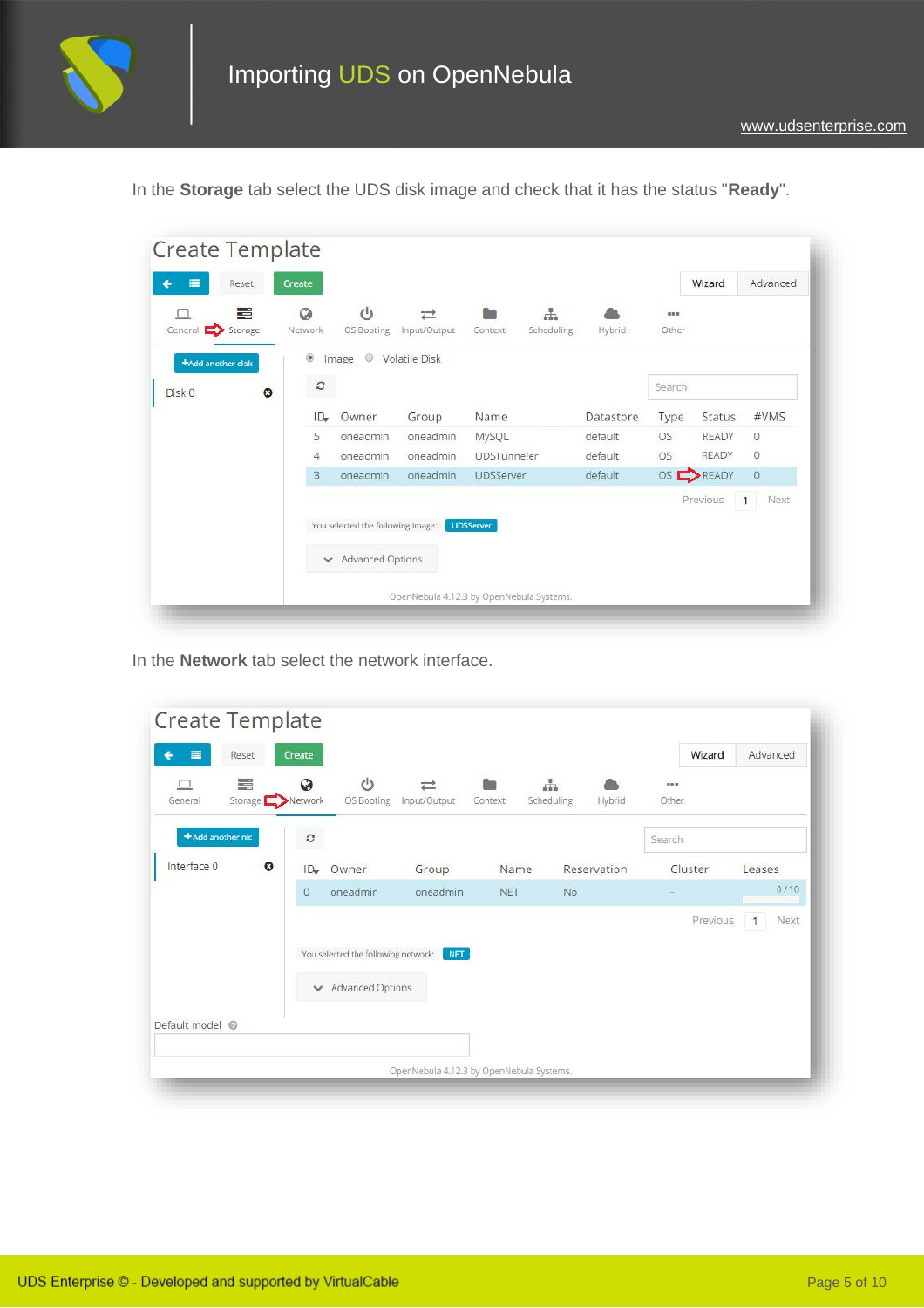In the **Storage** tab select the UDS disk image and check that it has the status "**Ready**".

In the **Network** tab select the network interface.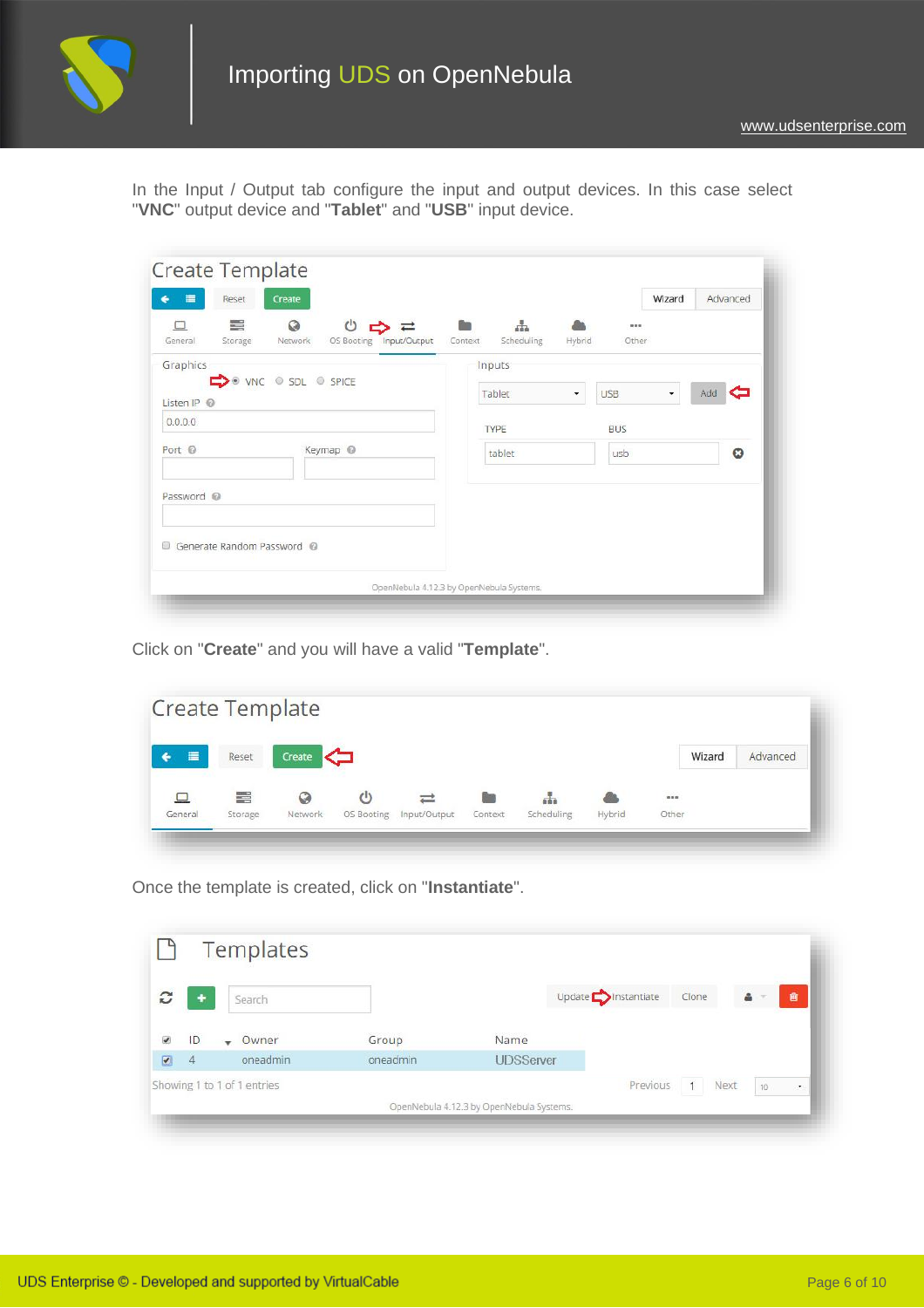In the Input / Output tab configure the input and output devices. In this case select "**VNC**" output device and "**Tablet**" and "**USB**" input device.

Click on "**Create**" and you will have a valid "**Template**".

Once the template is created, click on "**Instantiate**".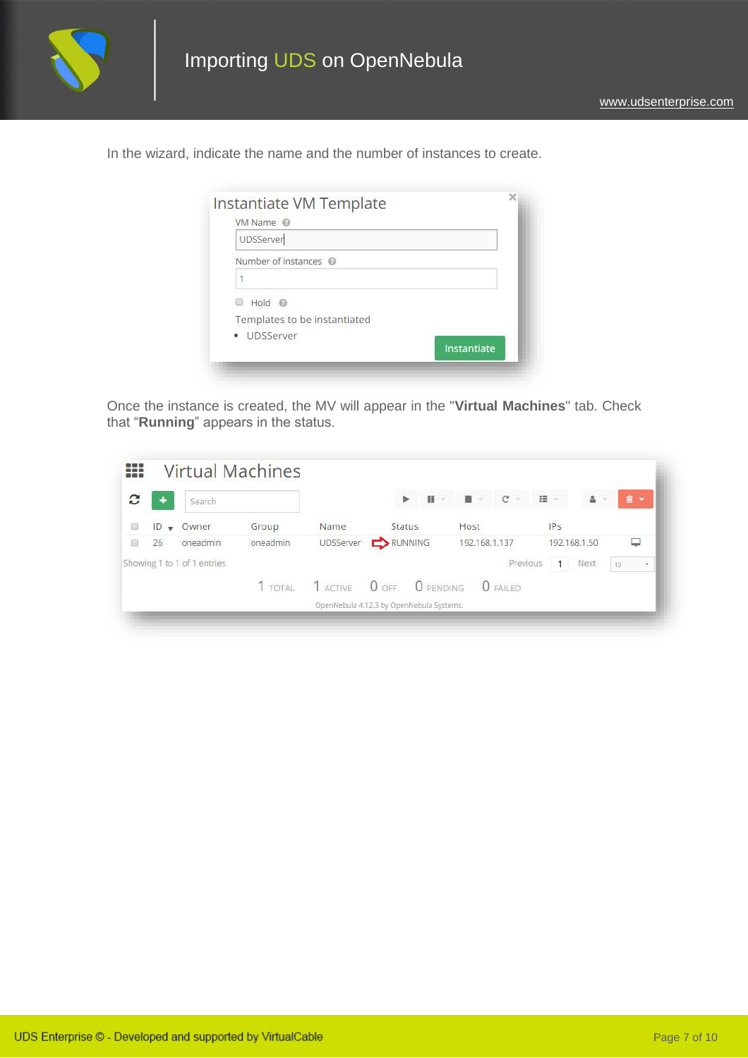In the wizard, indicate the name and the number of instances to create.

Once the instance is created, the MV will appear in the "**Virtual Machines**" tab. Check that "**Running**" appears in the status.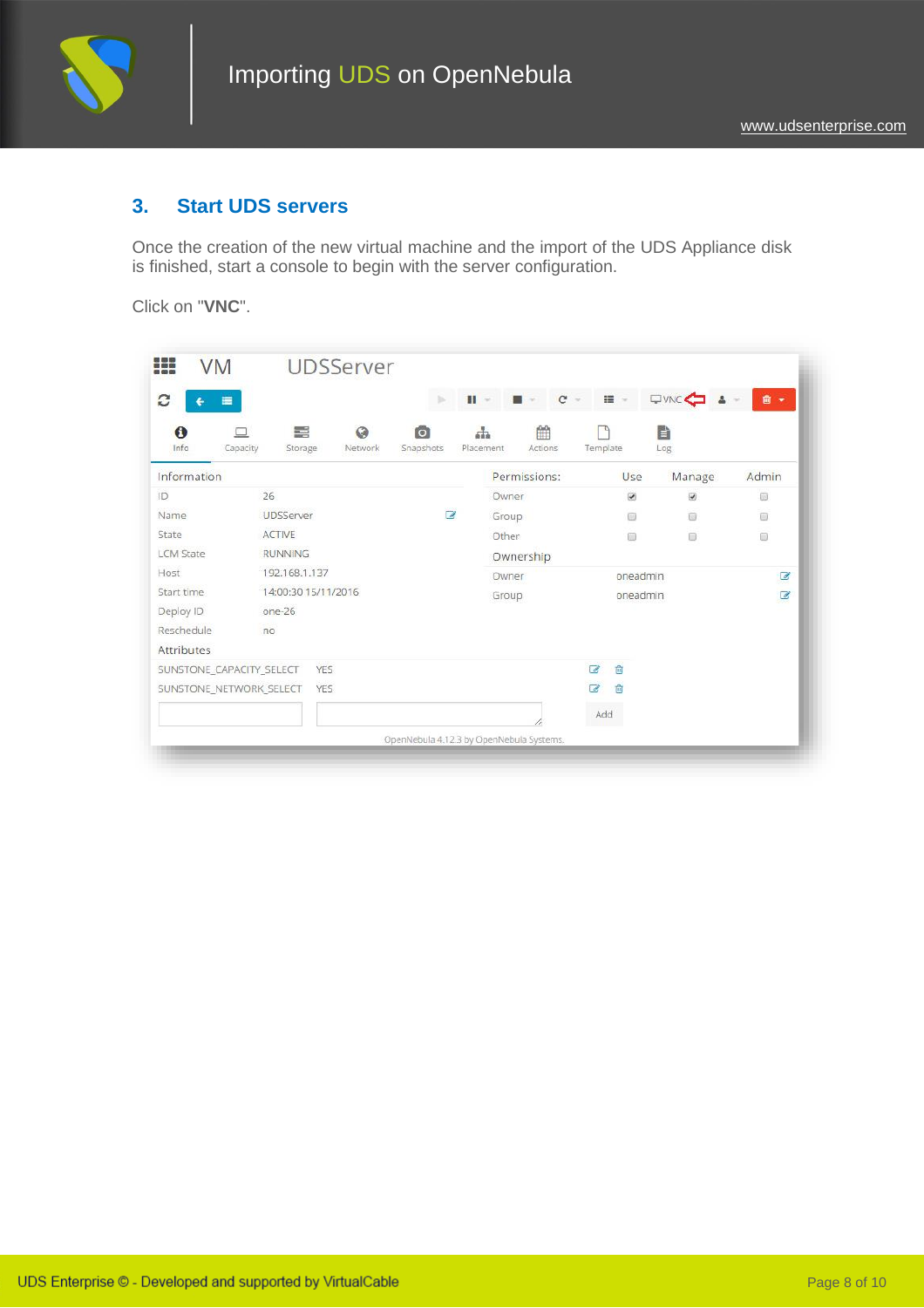## 3. Start UDS servers

Once the creation of the new virtual machine and the import of the UDS Appliance disk is finished, start a console to begin with the server configuration.

Click on "**VNC**".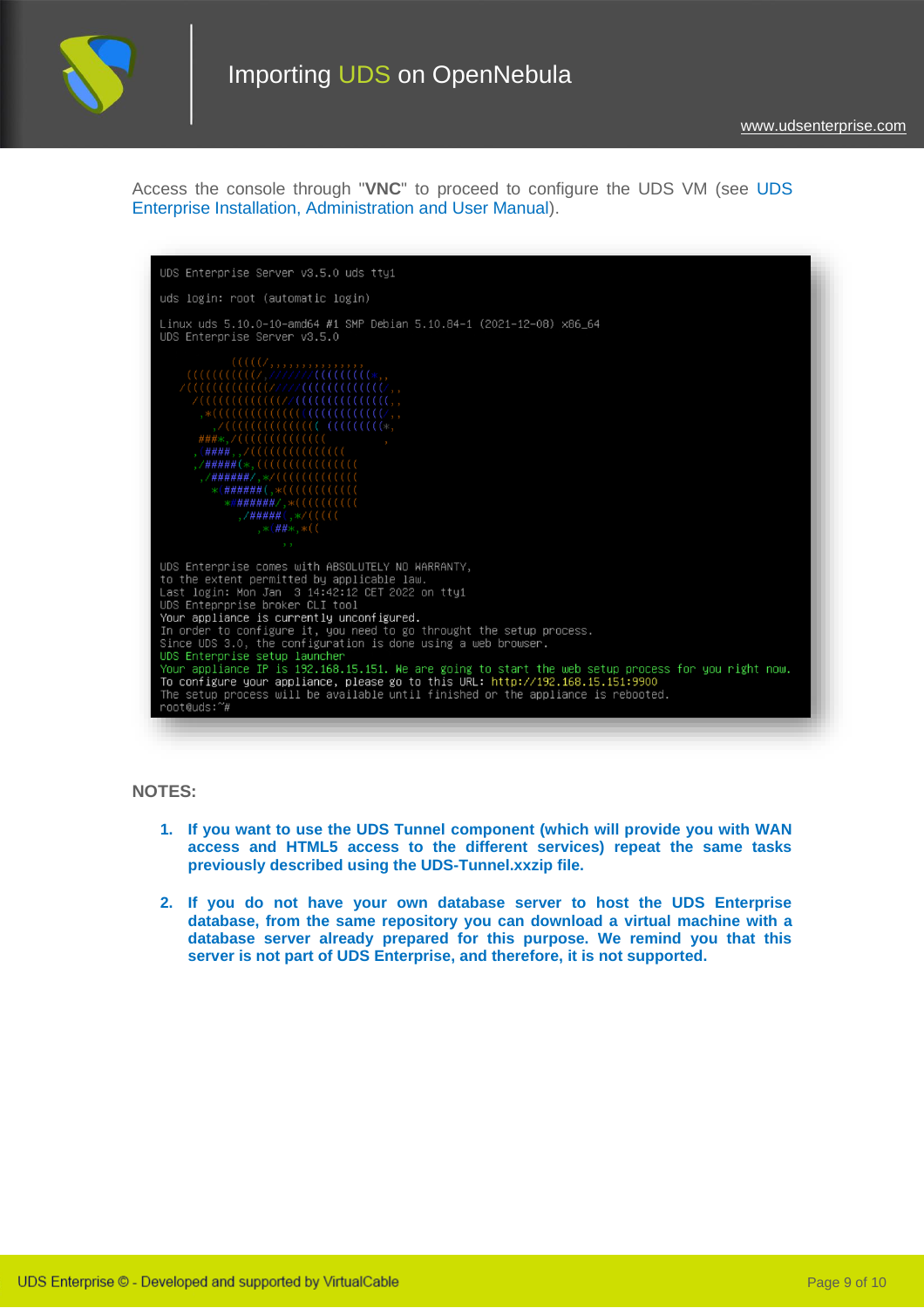Access the console through "**VNC**" to proceed to configure the UDS VM (see UDS Enterprise Installation, Administration and User Manual).

```
UDS Enterprise Server v3.5.0 uds tty1

uds login: root (automatic login)

Linux uds 5.10.0-10-amd64 #1 SMP Debian 5.10.84-1 (2021-12-08) x86_64
UDS Enterprise Server v3.5.0

UDS Enterprise comes with ABSOLUTELY NO WARRANTY,
to the extent permitted by applicable law.
Last login: Mon Jan  3 14:42:12 CET 2022 on tty1
UDS Enteprprise broker CLI tool
Your appliance is currently unconfigured.
In order to configure it, you need to go throught the setup process.
Since UDS 3.0, the configuration is done using a web browser.
UDS Enterprise setup launcher
Your appliance IP is 192.168.15.151. We are going to start the web setup process for you right now.
To configure your appliance, please go to this URL: http://192.168.15.151:9900
The setup process will be available until finished or the appliance is rebooted.
root@uds:~#
```

**NOTES:**

1. **If you want to use the UDS Tunnel component (which will provide you with WAN access and HTML5 access to the different services) repeat the same tasks previously described using the UDS-Tunnel.xxzip file.**

2. **If you do not have your own database server to host the UDS Enterprise database, from the same repository you can download a virtual machine with a database server already prepared for this purpose. We remind you that this server is not part of UDS Enterprise, and therefore, it is not supported.**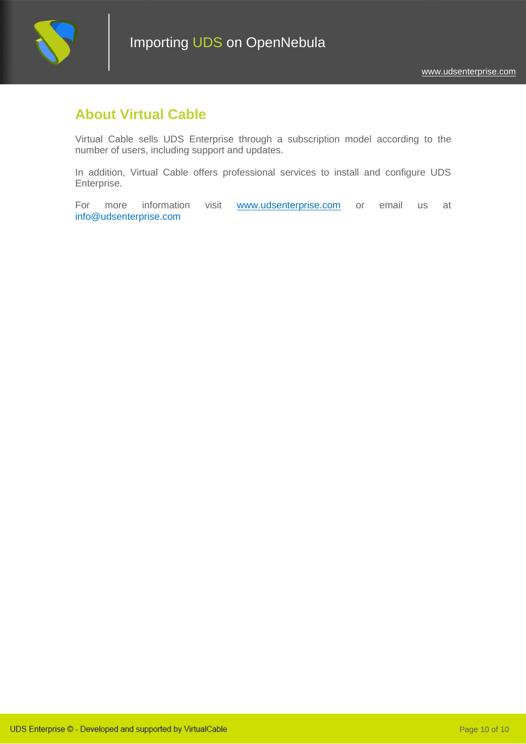## About Virtual Cable

Virtual Cable sells UDS Enterprise through a subscription model according to the number of users, including support and updates.

In addition, Virtual Cable offers professional services to install and configure UDS Enterprise.

For more information visit www.udsenterprise.com or email us at info@udsenterprise.com